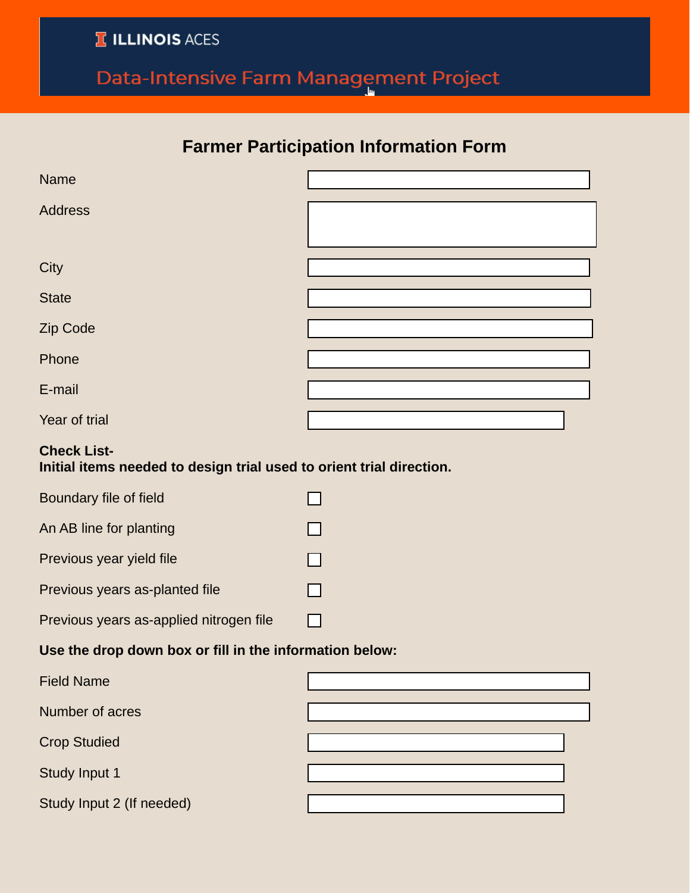ILLINOIS ACES

Data-Intensive Farm Management Project

# Farmer Participation Information Form

Name

Address

City

State

Zip Code

Phone

E-mail

Year of trial

**Check List-**
**Initial items needed to design trial used to orient trial direction.**

- [ ] Boundary file of field
- [ ] An AB line for planting
- [ ] Previous year yield file
- [ ] Previous years as-planted file
- [ ] Previous years as-applied nitrogen file

**Use the drop down box or fill in the information below:**

Field Name

Number of acres

Crop Studied

Study Input 1

Study Input 2 (If needed)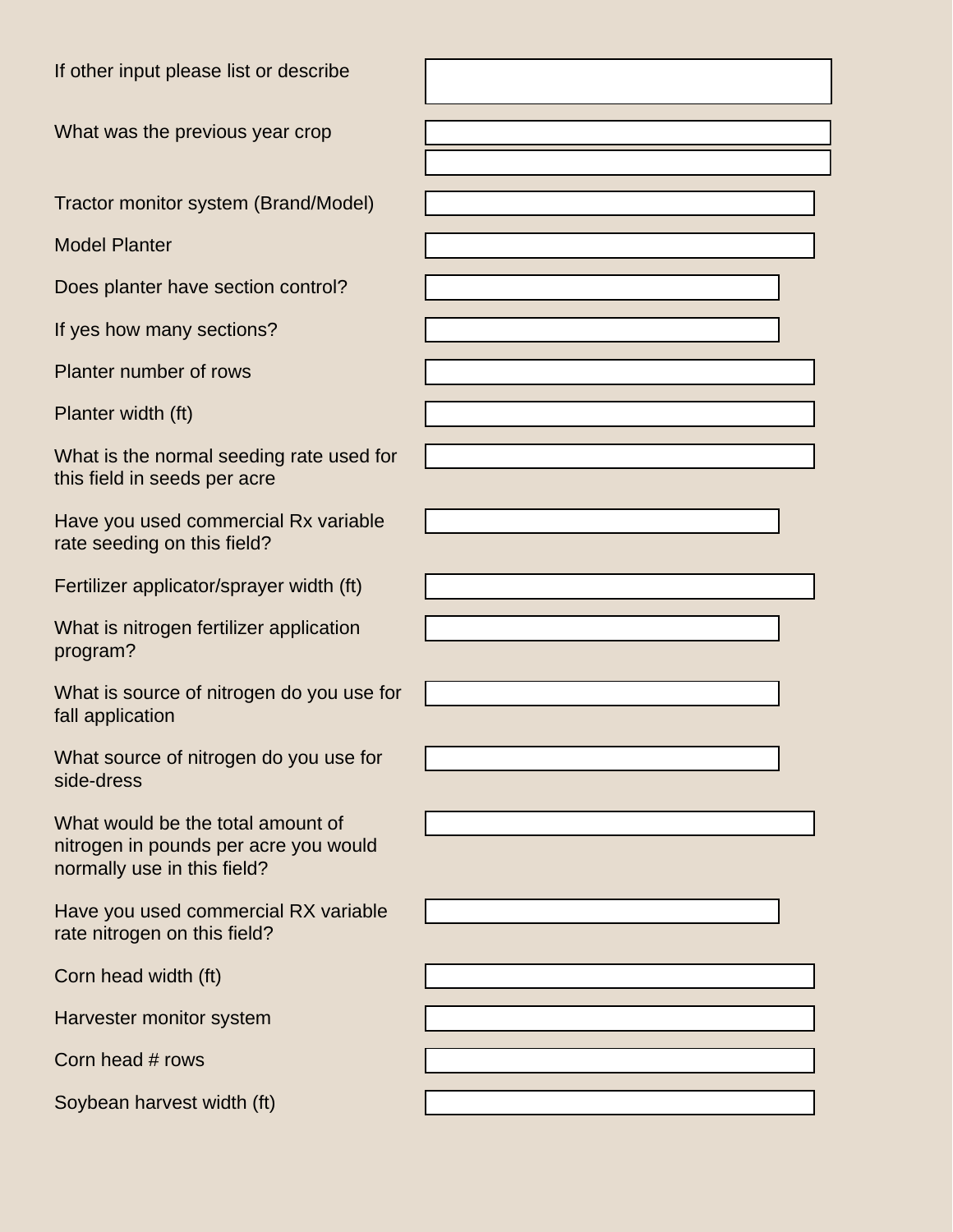| | |
|---|---|
| If other input please list or describe | |
| What was the previous year crop | |
| Tractor monitor system (Brand/Model) | |
| Model Planter | |
| Does planter have section control? | |
| If yes how many sections? | |
| Planter number of rows | |
| Planter width (ft) | |
| What is the normal seeding rate used for this field in seeds per acre | |
| Have you used commercial Rx variable rate seeding on this field? | |
| Fertilizer applicator/sprayer width (ft) | |
| What is nitrogen fertilizer application program? | |
| What is source of nitrogen do you use for fall application | |
| What source of nitrogen do you use for side-dress | |
| What would be the total amount of nitrogen in pounds per acre you would normally use in this field? | |
| Have you used commercial RX variable rate nitrogen on this field? | |
| Corn head width (ft) | |
| Harvester monitor system | |
| Corn head # rows | |
| Soybean harvest width (ft) | |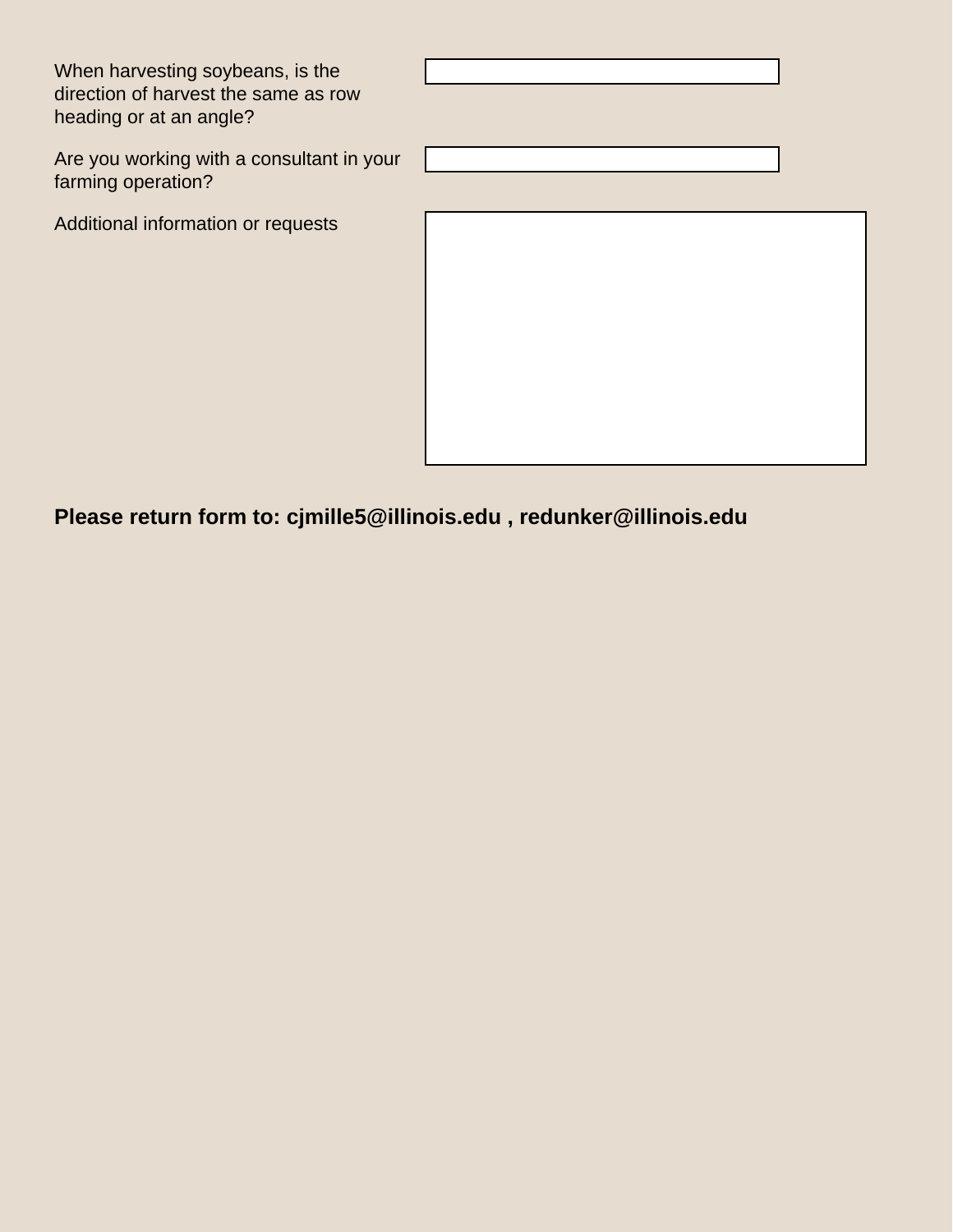When harvesting soybeans, is the direction of harvest the same as row heading or at an angle?

Are you working with a consultant in your farming operation?

Additional information or requests

**Please return form to: cjmille5@illinois.edu , redunker@illinois.edu**